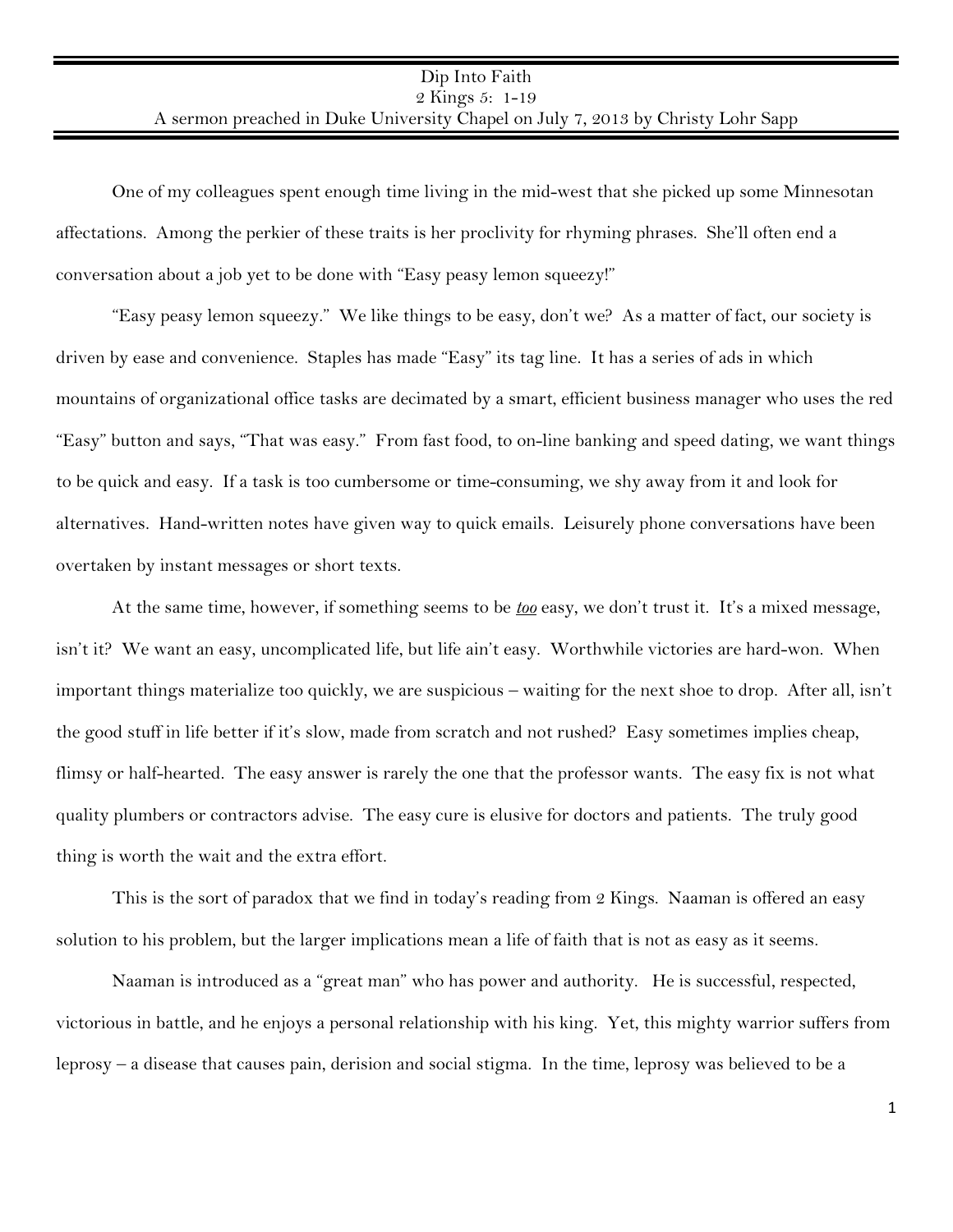# Dip Into Faith

2 Kings 5: 1-19

A sermon preached in Duke University Chapel on July 7, 2013 by Christy Lohr Sapp

One of my colleagues spent enough time living in the mid-west that she picked up some Minnesotan affectations. Among the perkier of these traits is her proclivity for rhyming phrases. She'll often end a conversation about a job yet to be done with "Easy peasy lemon squeezy!"

"Easy peasy lemon squeezy." We like things to be easy, don't we? As a matter of fact, our society is driven by ease and convenience. Staples has made "Easy" its tag line. It has a series of ads in which mountains of organizational office tasks are decimated by a smart, efficient business manager who uses the red "Easy" button and says, "That was easy." From fast food, to on-line banking and speed dating, we want things to be quick and easy. If a task is too cumbersome or time-consuming, we shy away from it and look for alternatives. Hand-written notes have given way to quick emails. Leisurely phone conversations have been overtaken by instant messages or short texts.

At the same time, however, if something seems to be ***too*** easy, we don't trust it. It's a mixed message, isn't it? We want an easy, uncomplicated life, but life ain't easy. Worthwhile victories are hard-won. When important things materialize too quickly, we are suspicious – waiting for the next shoe to drop. After all, isn't the good stuff in life better if it's slow, made from scratch and not rushed? Easy sometimes implies cheap, flimsy or half-hearted. The easy answer is rarely the one that the professor wants. The easy fix is not what quality plumbers or contractors advise. The easy cure is elusive for doctors and patients. The truly good thing is worth the wait and the extra effort.

This is the sort of paradox that we find in today's reading from 2 Kings. Naaman is offered an easy solution to his problem, but the larger implications mean a life of faith that is not as easy as it seems.

Naaman is introduced as a "great man" who has power and authority. He is successful, respected, victorious in battle, and he enjoys a personal relationship with his king. Yet, this mighty warrior suffers from leprosy – a disease that causes pain, derision and social stigma. In the time, leprosy was believed to be a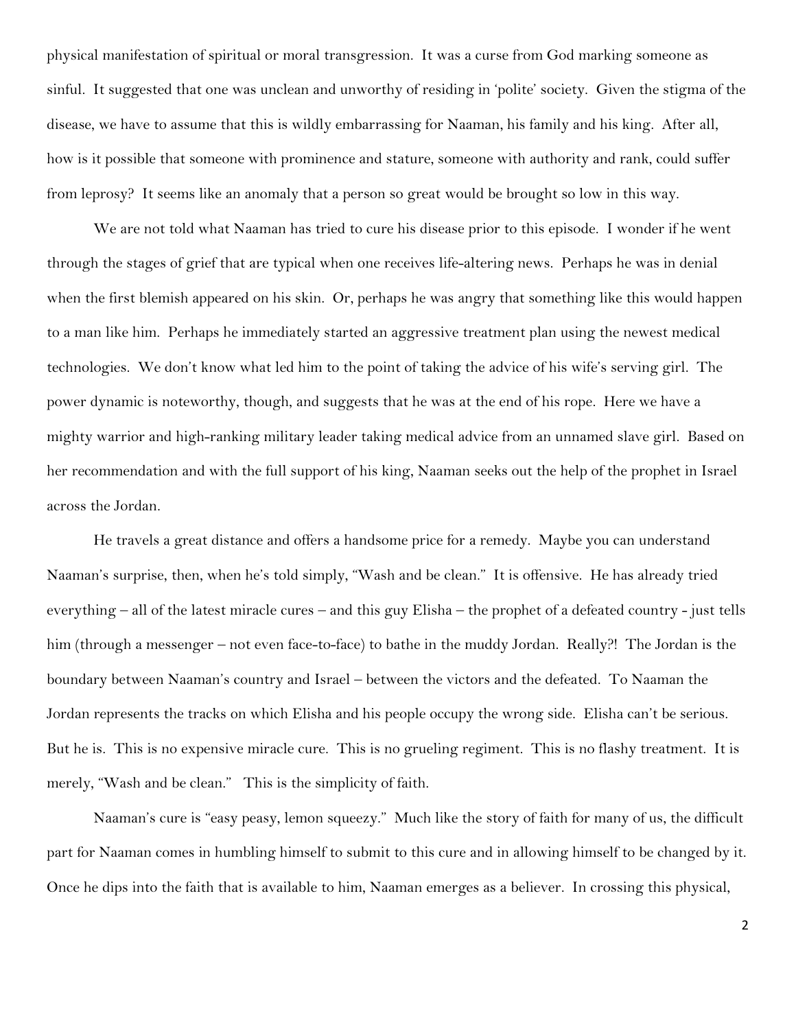physical manifestation of spiritual or moral transgression. It was a curse from God marking someone as sinful. It suggested that one was unclean and unworthy of residing in 'polite' society. Given the stigma of the disease, we have to assume that this is wildly embarrassing for Naaman, his family and his king. After all, how is it possible that someone with prominence and stature, someone with authority and rank, could suffer from leprosy? It seems like an anomaly that a person so great would be brought so low in this way.

We are not told what Naaman has tried to cure his disease prior to this episode. I wonder if he went through the stages of grief that are typical when one receives life-altering news. Perhaps he was in denial when the first blemish appeared on his skin. Or, perhaps he was angry that something like this would happen to a man like him. Perhaps he immediately started an aggressive treatment plan using the newest medical technologies. We don't know what led him to the point of taking the advice of his wife's serving girl. The power dynamic is noteworthy, though, and suggests that he was at the end of his rope. Here we have a mighty warrior and high-ranking military leader taking medical advice from an unnamed slave girl. Based on her recommendation and with the full support of his king, Naaman seeks out the help of the prophet in Israel across the Jordan.

He travels a great distance and offers a handsome price for a remedy. Maybe you can understand Naaman's surprise, then, when he's told simply, "Wash and be clean." It is offensive. He has already tried everything – all of the latest miracle cures – and this guy Elisha – the prophet of a defeated country - just tells him (through a messenger – not even face-to-face) to bathe in the muddy Jordan. Really?! The Jordan is the boundary between Naaman's country and Israel – between the victors and the defeated. To Naaman the Jordan represents the tracks on which Elisha and his people occupy the wrong side. Elisha can't be serious. But he is. This is no expensive miracle cure. This is no grueling regiment. This is no flashy treatment. It is merely, "Wash and be clean." This is the simplicity of faith.

Naaman's cure is "easy peasy, lemon squeezy." Much like the story of faith for many of us, the difficult part for Naaman comes in humbling himself to submit to this cure and in allowing himself to be changed by it. Once he dips into the faith that is available to him, Naaman emerges as a believer. In crossing this physical,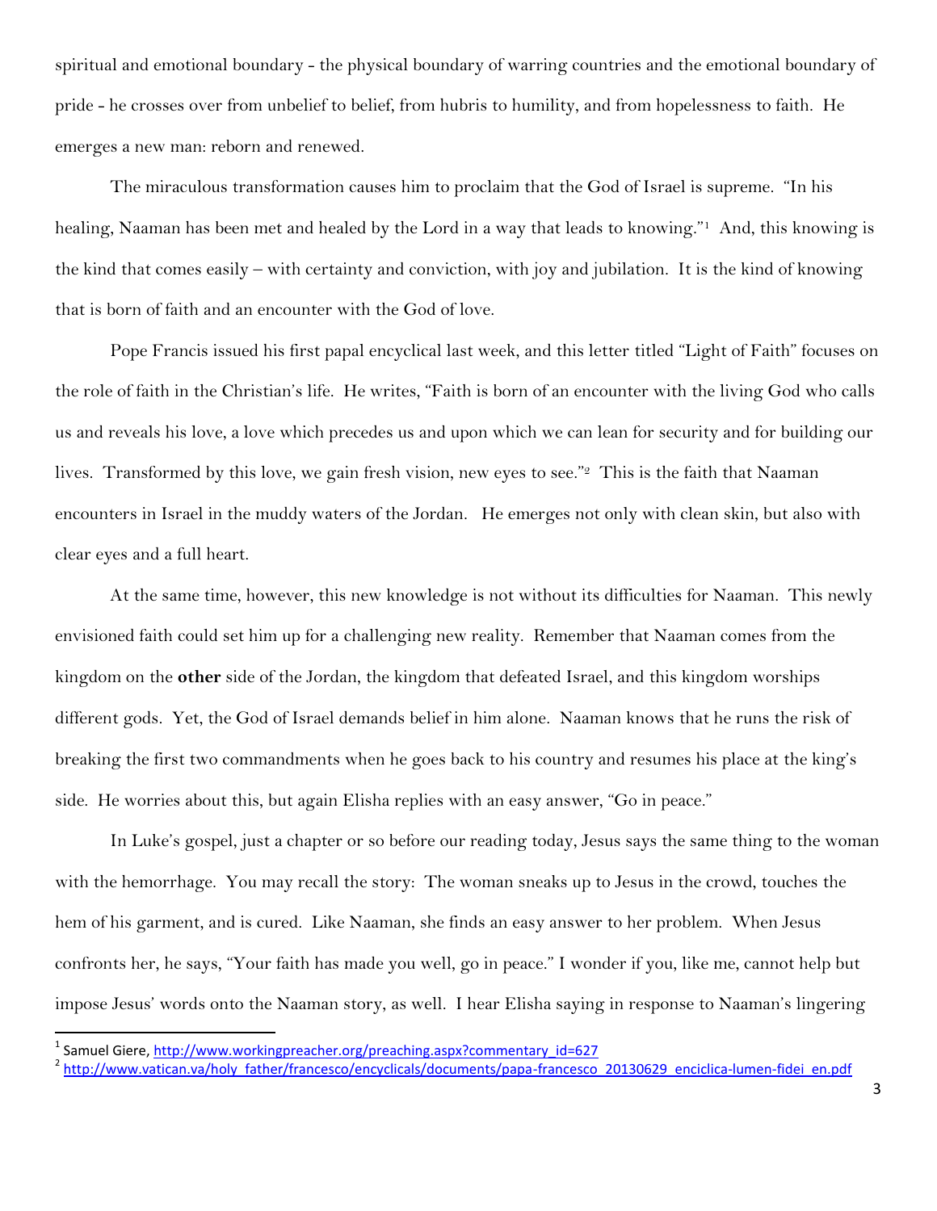spiritual and emotional boundary - the physical boundary of warring countries and the emotional boundary of pride - he crosses over from unbelief to belief, from hubris to humility, and from hopelessness to faith. He emerges a new man: reborn and renewed.

The miraculous transformation causes him to proclaim that the God of Israel is supreme. "In his healing, Naaman has been met and healed by the Lord in a way that leads to knowing."[1] And, this knowing is the kind that comes easily – with certainty and conviction, with joy and jubilation. It is the kind of knowing that is born of faith and an encounter with the God of love.

Pope Francis issued his first papal encyclical last week, and this letter titled "Light of Faith" focuses on the role of faith in the Christian's life. He writes, "Faith is born of an encounter with the living God who calls us and reveals his love, a love which precedes us and upon which we can lean for security and for building our lives. Transformed by this love, we gain fresh vision, new eyes to see."[2] This is the faith that Naaman encounters in Israel in the muddy waters of the Jordan. He emerges not only with clean skin, but also with clear eyes and a full heart.

At the same time, however, this new knowledge is not without its difficulties for Naaman. This newly envisioned faith could set him up for a challenging new reality. Remember that Naaman comes from the kingdom on the **other** side of the Jordan, the kingdom that defeated Israel, and this kingdom worships different gods. Yet, the God of Israel demands belief in him alone. Naaman knows that he runs the risk of breaking the first two commandments when he goes back to his country and resumes his place at the king's side. He worries about this, but again Elisha replies with an easy answer, "Go in peace."

In Luke's gospel, just a chapter or so before our reading today, Jesus says the same thing to the woman with the hemorrhage. You may recall the story: The woman sneaks up to Jesus in the crowd, touches the hem of his garment, and is cured. Like Naaman, she finds an easy answer to her problem. When Jesus confronts her, he says, "Your faith has made you well, go in peace." I wonder if you, like me, cannot help but impose Jesus' words onto the Naaman story, as well. I hear Elisha saying in response to Naaman's lingering

---

[1] Samuel Giere, http://www.workingpreacher.org/preaching.aspx?commentary_id=627

[2] http://www.vatican.va/holy_father/francesco/encyclicals/documents/papa-francesco_20130629_enciclica-lumen-fidei_en.pdf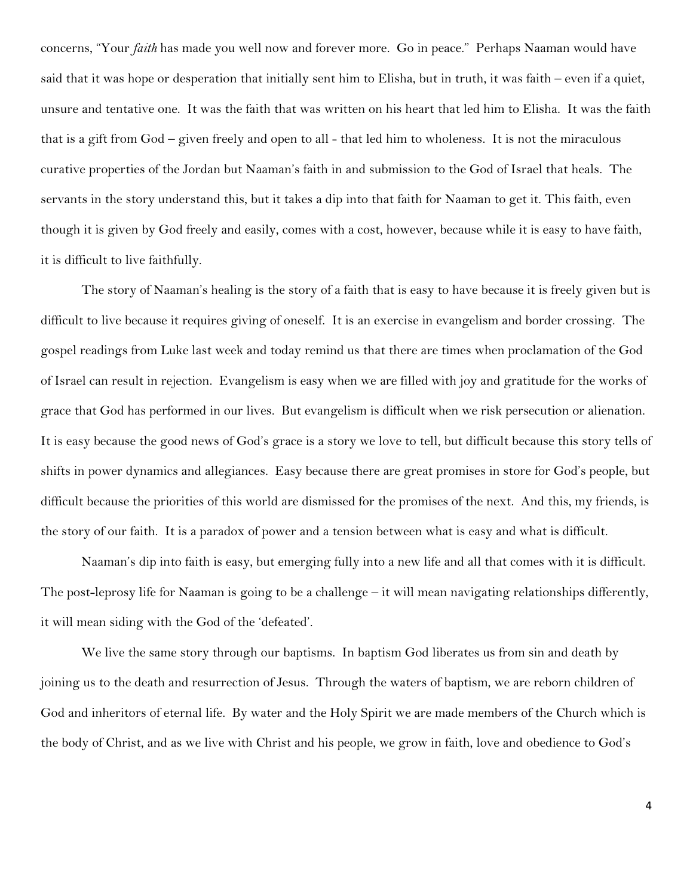concerns, "Your *faith* has made you well now and forever more. Go in peace." Perhaps Naaman would have said that it was hope or desperation that initially sent him to Elisha, but in truth, it was faith – even if a quiet, unsure and tentative one. It was the faith that was written on his heart that led him to Elisha. It was the faith that is a gift from God – given freely and open to all - that led him to wholeness. It is not the miraculous curative properties of the Jordan but Naaman's faith in and submission to the God of Israel that heals. The servants in the story understand this, but it takes a dip into that faith for Naaman to get it. This faith, even though it is given by God freely and easily, comes with a cost, however, because while it is easy to have faith, it is difficult to live faithfully.

The story of Naaman's healing is the story of a faith that is easy to have because it is freely given but is difficult to live because it requires giving of oneself. It is an exercise in evangelism and border crossing. The gospel readings from Luke last week and today remind us that there are times when proclamation of the God of Israel can result in rejection. Evangelism is easy when we are filled with joy and gratitude for the works of grace that God has performed in our lives. But evangelism is difficult when we risk persecution or alienation. It is easy because the good news of God's grace is a story we love to tell, but difficult because this story tells of shifts in power dynamics and allegiances. Easy because there are great promises in store for God's people, but difficult because the priorities of this world are dismissed for the promises of the next. And this, my friends, is the story of our faith. It is a paradox of power and a tension between what is easy and what is difficult.

Naaman's dip into faith is easy, but emerging fully into a new life and all that comes with it is difficult. The post-leprosy life for Naaman is going to be a challenge – it will mean navigating relationships differently, it will mean siding with the God of the 'defeated'.

We live the same story through our baptisms. In baptism God liberates us from sin and death by joining us to the death and resurrection of Jesus. Through the waters of baptism, we are reborn children of God and inheritors of eternal life. By water and the Holy Spirit we are made members of the Church which is the body of Christ, and as we live with Christ and his people, we grow in faith, love and obedience to God's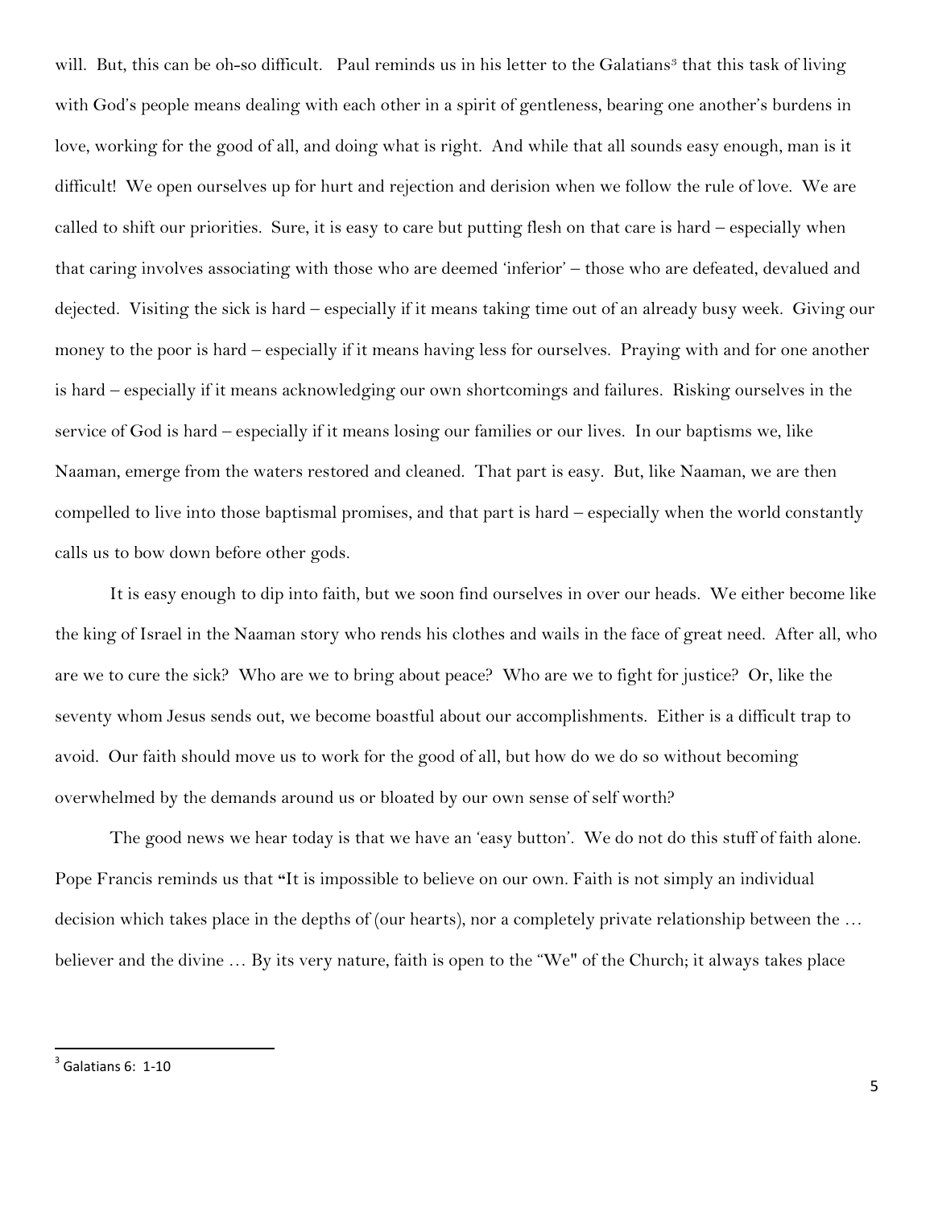will. But, this can be oh-so difficult. Paul reminds us in his letter to the Galatians[3] that this task of living with God's people means dealing with each other in a spirit of gentleness, bearing one another's burdens in love, working for the good of all, and doing what is right. And while that all sounds easy enough, man is it difficult! We open ourselves up for hurt and rejection and derision when we follow the rule of love. We are called to shift our priorities. Sure, it is easy to care but putting flesh on that care is hard – especially when that caring involves associating with those who are deemed 'inferior' – those who are defeated, devalued and dejected. Visiting the sick is hard – especially if it means taking time out of an already busy week. Giving our money to the poor is hard – especially if it means having less for ourselves. Praying with and for one another is hard – especially if it means acknowledging our own shortcomings and failures. Risking ourselves in the service of God is hard – especially if it means losing our families or our lives. In our baptisms we, like Naaman, emerge from the waters restored and cleaned. That part is easy. But, like Naaman, we are then compelled to live into those baptismal promises, and that part is hard – especially when the world constantly calls us to bow down before other gods.

It is easy enough to dip into faith, but we soon find ourselves in over our heads. We either become like the king of Israel in the Naaman story who rends his clothes and wails in the face of great need. After all, who are we to cure the sick? Who are we to bring about peace? Who are we to fight for justice? Or, like the seventy whom Jesus sends out, we become boastful about our accomplishments. Either is a difficult trap to avoid. Our faith should move us to work for the good of all, but how do we do so without becoming overwhelmed by the demands around us or bloated by our own sense of self worth?

The good news we hear today is that we have an 'easy button'. We do not do this stuff of faith alone. Pope Francis reminds us that "It is impossible to believe on our own. Faith is not simply an individual decision which takes place in the depths of (our hearts), nor a completely private relationship between the … believer and the divine … By its very nature, faith is open to the "We" of the Church; it always takes place

---

[3] Galatians 6: 1-10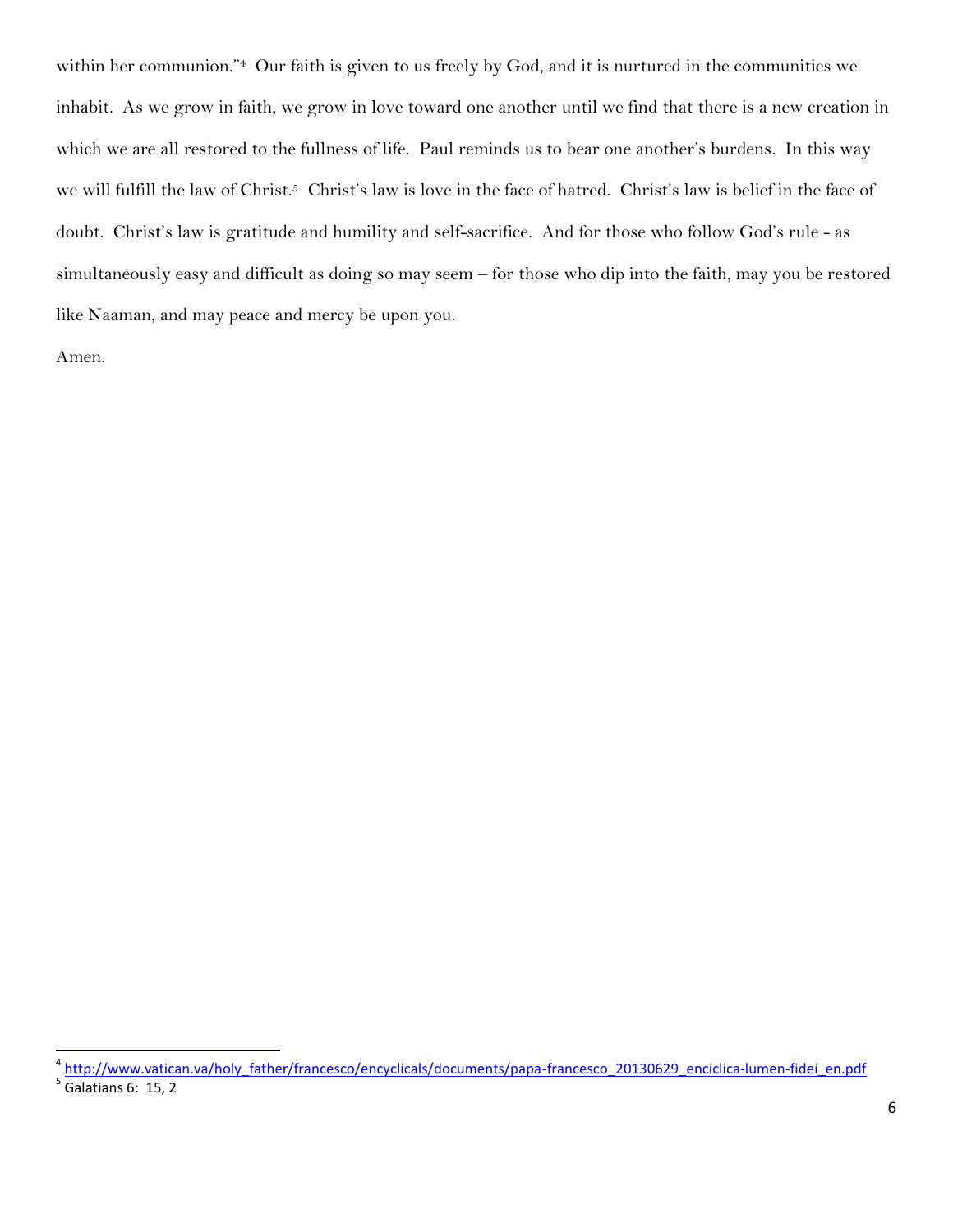within her communion."[4] Our faith is given to us freely by God, and it is nurtured in the communities we inhabit. As we grow in faith, we grow in love toward one another until we find that there is a new creation in which we are all restored to the fullness of life. Paul reminds us to bear one another's burdens. In this way we will fulfill the law of Christ.[5] Christ's law is love in the face of hatred. Christ's law is belief in the face of doubt. Christ's law is gratitude and humility and self-sacrifice. And for those who follow God's rule - as simultaneously easy and difficult as doing so may seem – for those who dip into the faith, may you be restored like Naaman, and may peace and mercy be upon you.

Amen.

---

[4] http://www.vatican.va/holy_father/francesco/encyclicals/documents/papa-francesco_20130629_enciclica-lumen-fidei_en.pdf

[5] Galatians 6: 15, 2